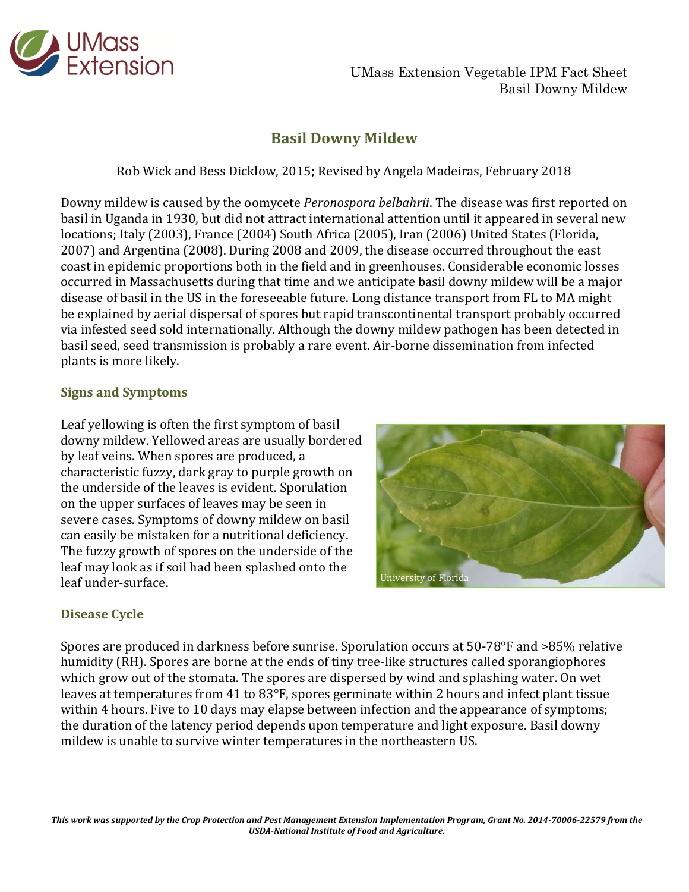# Basil Downy Mildew

Rob Wick and Bess Dicklow, 2015; Revised by Angela Madeiras, February 2018

Downy mildew is caused by the oomycete *Peronospora belbahrii*. The disease was first reported on basil in Uganda in 1930, but did not attract international attention until it appeared in several new locations; Italy (2003), France (2004) South Africa (2005), Iran (2006) United States (Florida, 2007) and Argentina (2008). During 2008 and 2009, the disease occurred throughout the east coast in epidemic proportions both in the field and in greenhouses. Considerable economic losses occurred in Massachusetts during that time and we anticipate basil downy mildew will be a major disease of basil in the US in the foreseeable future. Long distance transport from FL to MA might be explained by aerial dispersal of spores but rapid transcontinental transport probably occurred via infested seed sold internationally. Although the downy mildew pathogen has been detected in basil seed, seed transmission is probably a rare event. Air-borne dissemination from infected plants is more likely.

## Signs and Symptoms

Leaf yellowing is often the first symptom of basil downy mildew. Yellowed areas are usually bordered by leaf veins. When spores are produced, a characteristic fuzzy, dark gray to purple growth on the underside of the leaves is evident. Sporulation on the upper surfaces of leaves may be seen in severe cases. Symptoms of downy mildew on basil can easily be mistaken for a nutritional deficiency. The fuzzy growth of spores on the underside of the leaf may look as if soil had been splashed onto the leaf under-surface.

University of Florida

## Disease Cycle

Spores are produced in darkness before sunrise. Sporulation occurs at 50-78°F and >85% relative humidity (RH). Spores are borne at the ends of tiny tree-like structures called sporangiophores which grow out of the stomata. The spores are dispersed by wind and splashing water. On wet leaves at temperatures from 41 to 83°F, spores germinate within 2 hours and infect plant tissue within 4 hours. Five to 10 days may elapse between infection and the appearance of symptoms; the duration of the latency period depends upon temperature and light exposure. Basil downy mildew is unable to survive winter temperatures in the northeastern US.

***This work was supported by the Crop Protection and Pest Management Extension Implementation Program, Grant No. 2014-70006-22579 from the USDA-National Institute of Food and Agriculture.***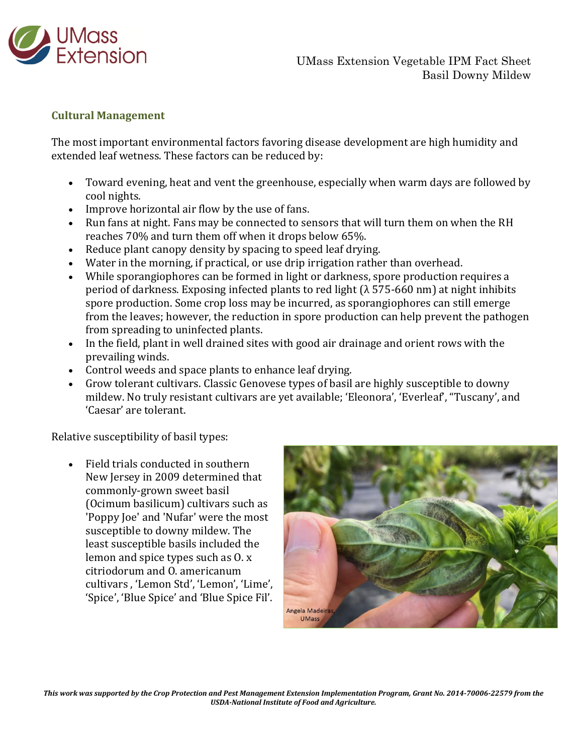## Cultural Management

The most important environmental factors favoring disease development are high humidity and extended leaf wetness. These factors can be reduced by:

- Toward evening, heat and vent the greenhouse, especially when warm days are followed by cool nights.
- Improve horizontal air flow by the use of fans.
- Run fans at night. Fans may be connected to sensors that will turn them on when the RH reaches 70% and turn them off when it drops below 65%.
- Reduce plant canopy density by spacing to speed leaf drying.
- Water in the morning, if practical, or use drip irrigation rather than overhead.
- While sporangiophores can be formed in light or darkness, spore production requires a period of darkness. Exposing infected plants to red light (λ 575-660 nm) at night inhibits spore production. Some crop loss may be incurred, as sporangiophores can still emerge from the leaves; however, the reduction in spore production can help prevent the pathogen from spreading to uninfected plants.
- In the field, plant in well drained sites with good air drainage and orient rows with the prevailing winds.
- Control weeds and space plants to enhance leaf drying.
- Grow tolerant cultivars. Classic Genovese types of basil are highly susceptible to downy mildew. No truly resistant cultivars are yet available; 'Eleonora', 'Everleaf', "Tuscany', and 'Caesar' are tolerant.

Relative susceptibility of basil types:

- Field trials conducted in southern New Jersey in 2009 determined that commonly-grown sweet basil (Ocimum basilicum) cultivars such as 'Poppy Joe' and 'Nufar' were the most susceptible to downy mildew. The least susceptible basils included the lemon and spice types such as O. x citriodorum and O. americanum cultivars , 'Lemon Std', 'Lemon', 'Lime', 'Spice', 'Blue Spice' and 'Blue Spice Fil'.

Angela Madeiras, UMass

***This work was supported by the Crop Protection and Pest Management Extension Implementation Program, Grant No. 2014-70006-22579 from the USDA-National Institute of Food and Agriculture.***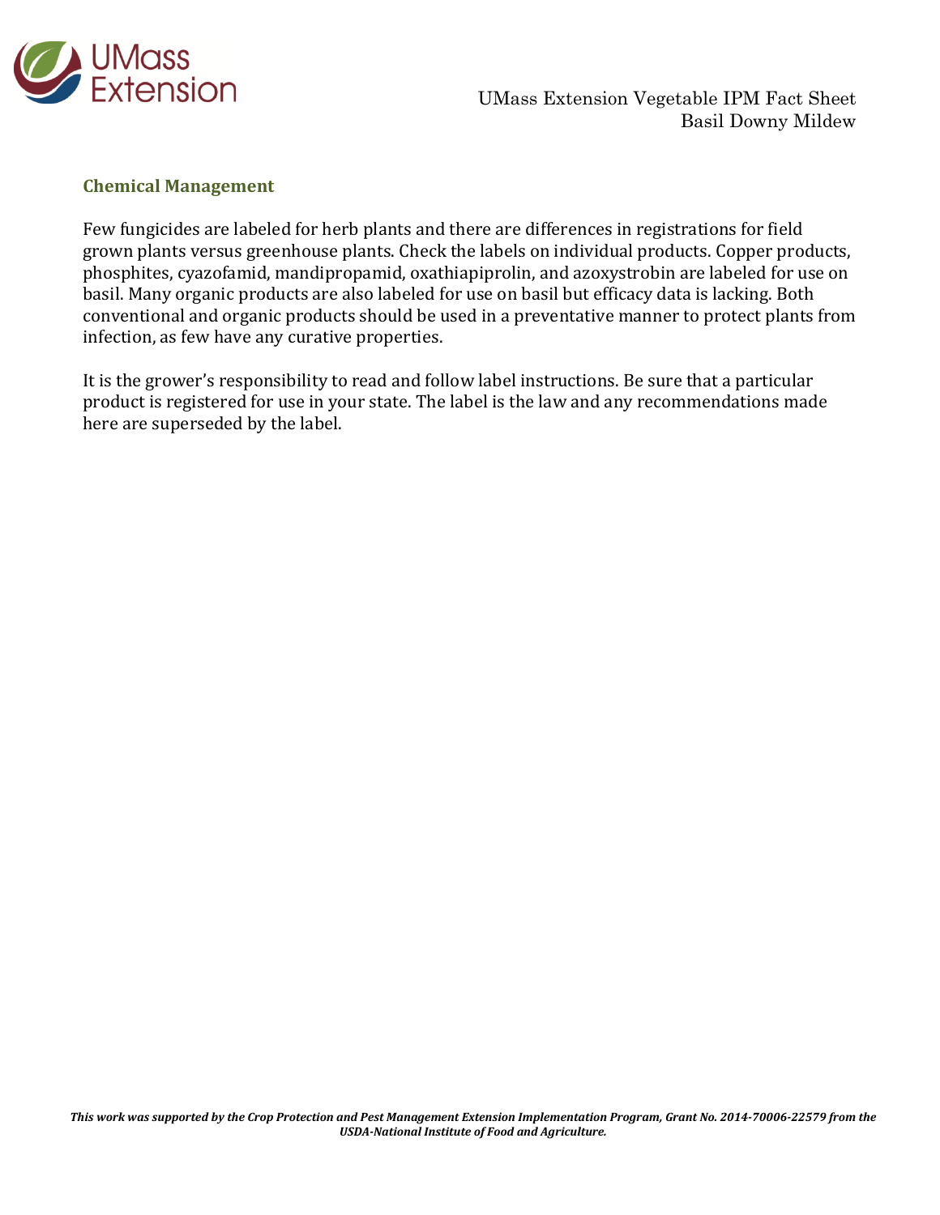## Chemical Management

Few fungicides are labeled for herb plants and there are differences in registrations for field grown plants versus greenhouse plants. Check the labels on individual products. Copper products, phosphites, cyazofamid, mandipropamid, oxathiapiprolin, and azoxystrobin are labeled for use on basil. Many organic products are also labeled for use on basil but efficacy data is lacking. Both conventional and organic products should be used in a preventative manner to protect plants from infection, as few have any curative properties.

It is the grower's responsibility to read and follow label instructions. Be sure that a particular product is registered for use in your state. The label is the law and any recommendations made here are superseded by the label.

***This work was supported by the Crop Protection and Pest Management Extension Implementation Program, Grant No. 2014-70006-22579 from the USDA-National Institute of Food and Agriculture.***